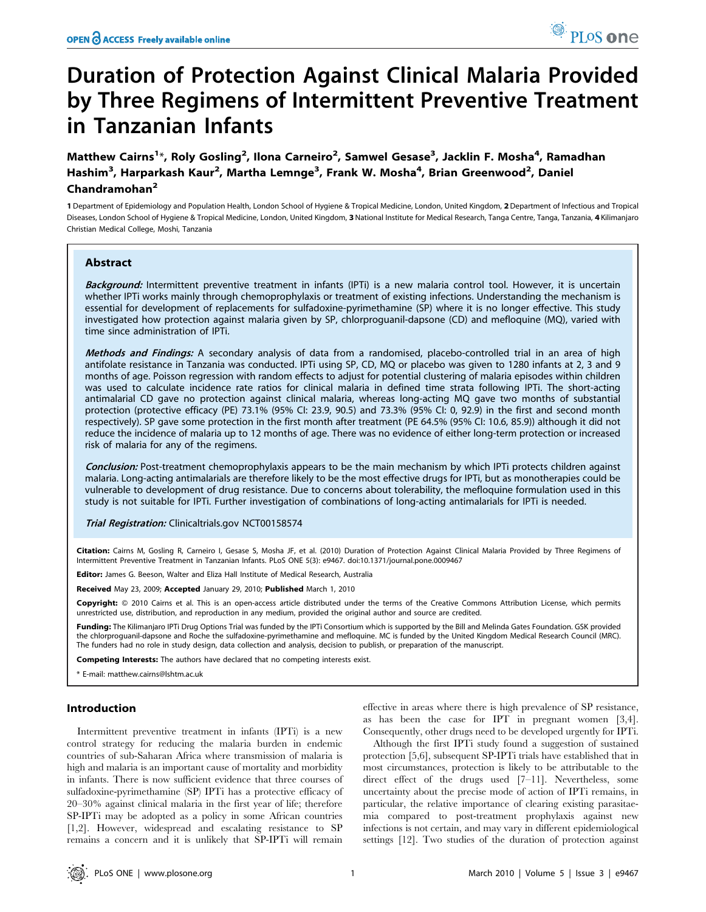# Duration of Protection Against Clinical Malaria Provided by Three Regimens of Intermittent Preventive Treatment in Tanzanian Infants

Matthew Cairns[1]*, Roly Gosling[2], Ilona Carneiro[2], Samwel Gesase[3], Jacklin F. Mosha[4], Ramadhan Hashim[3], Harparkash Kaur[2], Martha Lemnge[3], Frank W. Mosha[4], Brian Greenwood[2], Daniel Chandramohan[2]

1 Department of Epidemiology and Population Health, London School of Hygiene & Tropical Medicine, London, United Kingdom, 2 Department of Infectious and Tropical Diseases, London School of Hygiene & Tropical Medicine, London, United Kingdom, 3 National Institute for Medical Research, Tanga Centre, Tanga, Tanzania, 4 Kilimanjaro Christian Medical College, Moshi, Tanzania

## Abstract

***Background:*** Intermittent preventive treatment in infants (IPTi) is a new malaria control tool. However, it is uncertain whether IPTi works mainly through chemoprophylaxis or treatment of existing infections. Understanding the mechanism is essential for development of replacements for sulfadoxine-pyrimethamine (SP) where it is no longer effective. This study investigated how protection against malaria given by SP, chlorproguanil-dapsone (CD) and mefloquine (MQ), varied with time since administration of IPTi.

***Methods and Findings:*** A secondary analysis of data from a randomised, placebo-controlled trial in an area of high antifolate resistance in Tanzania was conducted. IPTi using SP, CD, MQ or placebo was given to 1280 infants at 2, 3 and 9 months of age. Poisson regression with random effects to adjust for potential clustering of malaria episodes within children was used to calculate incidence rate ratios for clinical malaria in defined time strata following IPTi. The short-acting antimalarial CD gave no protection against clinical malaria, whereas long-acting MQ gave two months of substantial protection (protective efficacy (PE) 73.1% (95% CI: 23.9, 90.5) and 73.3% (95% CI: 0, 92.9) in the first and second month respectively). SP gave some protection in the first month after treatment (PE 64.5% (95% CI: 10.6, 85.9)) although it did not reduce the incidence of malaria up to 12 months of age. There was no evidence of either long-term protection or increased risk of malaria for any of the regimens.

***Conclusion:*** Post-treatment chemoprophylaxis appears to be the main mechanism by which IPTi protects children against malaria. Long-acting antimalarials are therefore likely to be the most effective drugs for IPTi, but as monotherapies could be vulnerable to development of drug resistance. Due to concerns about tolerability, the mefloquine formulation used in this study is not suitable for IPTi. Further investigation of combinations of long-acting antimalarials for IPTi is needed.

***Trial Registration:*** Clinicaltrials.gov NCT00158574

**Citation:** Cairns M, Gosling R, Carneiro I, Gesase S, Mosha JF, et al. (2010) Duration of Protection Against Clinical Malaria Provided by Three Regimens of Intermittent Preventive Treatment in Tanzanian Infants. PLoS ONE 5(3): e9467. doi:10.1371/journal.pone.0009467

**Editor:** James G. Beeson, Walter and Eliza Hall Institute of Medical Research, Australia

**Received** May 23, 2009; **Accepted** January 29, 2010; **Published** March 1, 2010

**Copyright:** © 2010 Cairns et al. This is an open-access article distributed under the terms of the Creative Commons Attribution License, which permits unrestricted use, distribution, and reproduction in any medium, provided the original author and source are credited.

**Funding:** The Kilimanjaro IPTi Drug Options Trial was funded by the IPTi Consortium which is supported by the Bill and Melinda Gates Foundation. GSK provided the chlorproguanil-dapsone and Roche the sulfadoxine-pyrimethamine and mefloquine. MC is funded by the United Kingdom Medical Research Council (MRC). The funders had no role in study design, data collection and analysis, decision to publish, or preparation of the manuscript.

**Competing Interests:** The authors have declared that no competing interests exist.

\* E-mail: matthew.cairns@lshtm.ac.uk

## Introduction

Intermittent preventive treatment in infants (IPTi) is a new control strategy for reducing the malaria burden in endemic countries of sub-Saharan Africa where transmission of malaria is high and malaria is an important cause of mortality and morbidity in infants. There is now sufficient evidence that three courses of sulfadoxine-pyrimethamine (SP) IPTi has a protective efficacy of 20–30% against clinical malaria in the first year of life; therefore SP-IPTi may be adopted as a policy in some African countries [1,2]. However, widespread and escalating resistance to SP remains a concern and it is unlikely that SP-IPTi will remain effective in areas where there is high prevalence of SP resistance, as has been the case for IPT in pregnant women [3,4]. Consequently, other drugs need to be developed urgently for IPTi.

Although the first IPTi study found a suggestion of sustained protection [5,6], subsequent SP-IPTi trials have established that in most circumstances, protection is likely to be attributable to the direct effect of the drugs used [7–11]. Nevertheless, some uncertainty about the precise mode of action of IPTi remains, in particular, the relative importance of clearing existing parasitaemia compared to post-treatment prophylaxis against new infections is not certain, and may vary in different epidemiological settings [12]. Two studies of the duration of protection against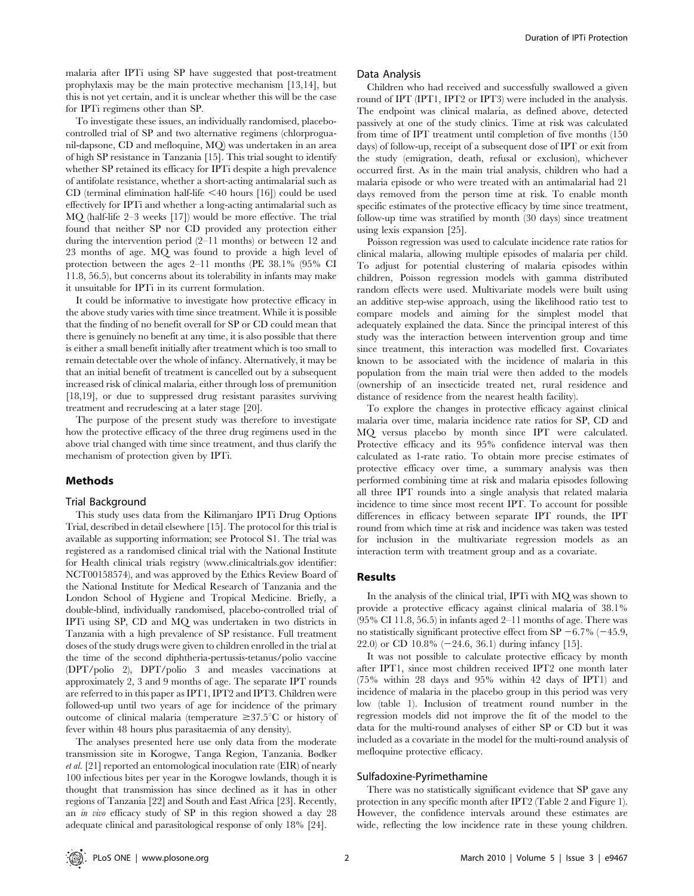malaria after IPTi using SP have suggested that post-treatment prophylaxis may be the main protective mechanism [13,14], but this is not yet certain, and it is unclear whether this will be the case for IPTi regimens other than SP.

To investigate these issues, an individually randomised, placebo-controlled trial of SP and two alternative regimens (chlorproguanil-dapsone, CD and mefloquine, MQ) was undertaken in an area of high SP resistance in Tanzania [15]. This trial sought to identify whether SP retained its efficacy for IPTi despite a high prevalence of antifolate resistance, whether a short-acting antimalarial such as CD (terminal elimination half-life <40 hours [16]) could be used effectively for IPTi and whether a long-acting antimalarial such as MQ (half-life 2–3 weeks [17]) would be more effective. The trial found that neither SP nor CD provided any protection either during the intervention period (2–11 months) or between 12 and 23 months of age. MQ was found to provide a high level of protection between the ages 2–11 months (PE 38.1% (95% CI 11.8, 56.5), but concerns about its tolerability in infants may make it unsuitable for IPTi in its current formulation.

It could be informative to investigate how protective efficacy in the above study varies with time since treatment. While it is possible that the finding of no benefit overall for SP or CD could mean that there is genuinely no benefit at any time, it is also possible that there is either a small benefit initially after treatment which is too small to remain detectable over the whole of infancy. Alternatively, it may be that an initial benefit of treatment is cancelled out by a subsequent increased risk of clinical malaria, either through loss of premunition [18,19], or due to suppressed drug resistant parasites surviving treatment and recrudescing at a later stage [20].

The purpose of the present study was therefore to investigate how the protective efficacy of the three drug regimens used in the above trial changed with time since treatment, and thus clarify the mechanism of protection given by IPTi.

## Methods

### Trial Background

This study uses data from the Kilimanjaro IPTi Drug Options Trial, described in detail elsewhere [15]. The protocol for this trial is available as supporting information; see Protocol S1. The trial was registered as a randomised clinical trial with the National Institute for Health clinical trials registry (www.clinicaltrials.gov identifier: NCT00158574), and was approved by the Ethics Review Board of the National Institute for Medical Research of Tanzania and the London School of Hygiene and Tropical Medicine. Briefly, a double-blind, individually randomised, placebo-controlled trial of IPTi using SP, CD and MQ was undertaken in two districts in Tanzania with a high prevalence of SP resistance. Full treatment doses of the study drugs were given to children enrolled in the trial at the time of the second diphtheria-pertussis-tetanus/polio vaccine (DPT/polio 2), DPT/polio 3 and measles vaccinations at approximately 2, 3 and 9 months of age. The separate IPT rounds are referred to in this paper as IPT1, IPT2 and IPT3. Children were followed-up until two years of age for incidence of the primary outcome of clinical malaria (temperature ≥37.5°C or history of fever within 48 hours plus parasitaemia of any density).

The analyses presented here use only data from the moderate transmission site in Korogwe, Tanga Region, Tanzania. Bødker *et al.* [21] reported an entomological inoculation rate (EIR) of nearly 100 infectious bites per year in the Korogwe lowlands, though it is thought that transmission has since declined as it has in other regions of Tanzania [22] and South and East Africa [23]. Recently, an *in vivo* efficacy study of SP in this region showed a day 28 adequate clinical and parasitological response of only 18% [24].

### Data Analysis

Children who had received and successfully swallowed a given round of IPT (IPT1, IPT2 or IPT3) were included in the analysis. The endpoint was clinical malaria, as defined above, detected passively at one of the study clinics. Time at risk was calculated from time of IPT treatment until completion of five months (150 days) of follow-up, receipt of a subsequent dose of IPT or exit from the study (emigration, death, refusal or exclusion), whichever occurred first. As in the main trial analysis, children who had a malaria episode or who were treated with an antimalarial had 21 days removed from the person time at risk. To enable month specific estimates of the protective efficacy by time since treatment, follow-up time was stratified by month (30 days) since treatment using lexis expansion [25].

Poisson regression was used to calculate incidence rate ratios for clinical malaria, allowing multiple episodes of malaria per child. To adjust for potential clustering of malaria episodes within children, Poisson regression models with gamma distributed random effects were used. Multivariate models were built using an additive step-wise approach, using the likelihood ratio test to compare models and aiming for the simplest model that adequately explained the data. Since the principal interest of this study was the interaction between intervention group and time since treatment, this interaction was modelled first. Covariates known to be associated with the incidence of malaria in this population from the main trial were then added to the models (ownership of an insecticide treated net, rural residence and distance of residence from the nearest health facility).

To explore the changes in protective efficacy against clinical malaria over time, malaria incidence rate ratios for SP, CD and MQ versus placebo by month since IPT were calculated. Protective efficacy and its 95% confidence interval was then calculated as 1-rate ratio. To obtain more precise estimates of protective efficacy over time, a summary analysis was then performed combining time at risk and malaria episodes following all three IPT rounds into a single analysis that related malaria incidence to time since most recent IPT. To account for possible differences in efficacy between separate IPT rounds, the IPT round from which time at risk and incidence was taken was tested for inclusion in the multivariate regression models as an interaction term with treatment group and as a covariate.

## Results

In the analysis of the clinical trial, IPTi with MQ was shown to provide a protective efficacy against clinical malaria of 38.1% (95% CI 11.8, 56.5) in infants aged 2–11 months of age. There was no statistically significant protective effect from SP −6.7% (−45.9, 22.0) or CD 10.8% (−24.6, 36.1) during infancy [15].

It was not possible to calculate protective efficacy by month after IPT1, since most children received IPT2 one month later (75% within 28 days and 95% within 42 days of IPT1) and incidence of malaria in the placebo group in this period was very low (table 1). Inclusion of treatment round number in the regression models did not improve the fit of the model to the data for the multi-round analyses of either SP or CD but it was included as a covariate in the model for the multi-round analysis of mefloquine protective efficacy.

### Sulfadoxine-Pyrimethamine

There was no statistically significant evidence that SP gave any protection in any specific month after IPT2 (Table 2 and Figure 1). However, the confidence intervals around these estimates are wide, reflecting the low incidence rate in these young children.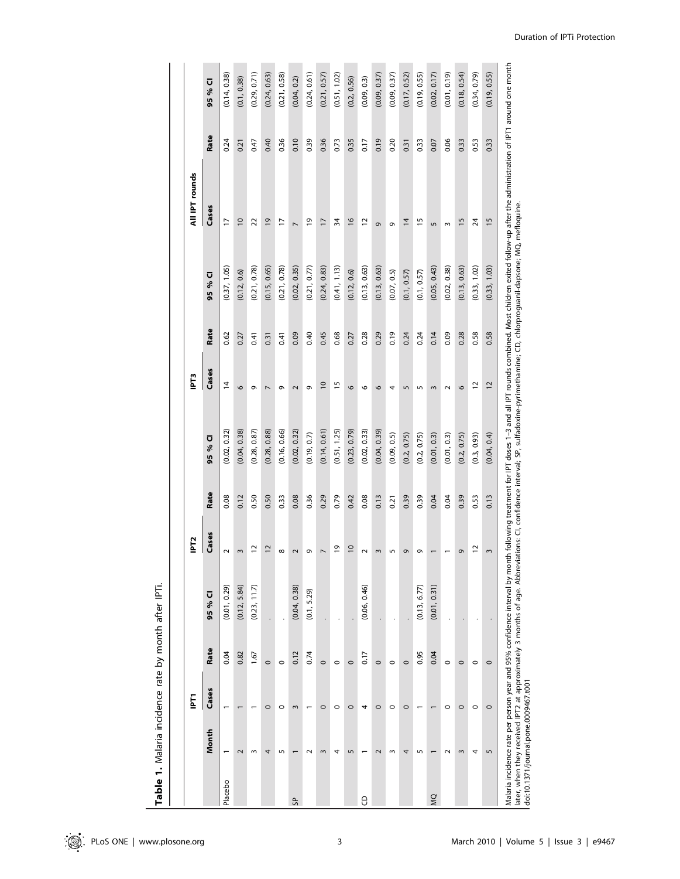**Table 1.** Malaria incidence rate by month after IPTi.

| | | IPT1 | | | IPT2 | | | IPT3 | | | All IPT rounds | | |
|---|---|---|---|---|---|---|---|---|---|---|---|---|---|
| | Month | Cases | Rate | 95 % CI | Cases | Rate | 95 % CI | Cases | Rate | 95 % CI | Cases | Rate | 95 % CI |
| Placebo | 1 | 1 | 0.04 | (0.01, 0.29) | 2 | 0.08 | (0.02, 0.32) | 14 | 0.62 | (0.37, 1.05) | 17 | 0.24 | (0.14, 0.38) |
| | 2 | 1 | 0.82 | (0.12, 5.84) | 3 | 0.12 | (0.04, 0.38) | 6 | 0.27 | (0.12, 0.6) | 10 | 0.21 | (0.1, 0.38) |
| | 3 | 1 | 1.67 | (0.23, 11.7) | 12 | 0.50 | (0.28, 0.87) | 9 | 0.41 | (0.21, 0.78) | 22 | 0.47 | (0.29, 0.71) |
| | 4 | 0 | 0 | . | 12 | 0.50 | (0.28, 0.88) | 7 | 0.31 | (0.15, 0.65) | 19 | 0.40 | (0.24, 0.63) |
| | 5 | 0 | 0 | . | 8 | 0.33 | (0.16, 0.66) | 9 | 0.41 | (0.21, 0.78) | 17 | 0.36 | (0.21, 0.58) |
| SP | 1 | 3 | 0.12 | (0.04, 0.38) | 2 | 0.08 | (0.02, 0.32) | 2 | 0.09 | (0.02, 0.35) | 7 | 0.10 | (0.04, 0.2) |
| | 2 | 1 | 0.74 | (0.1, 5.29) | 9 | 0.36 | (0.19, 0.7) | 9 | 0.40 | (0.21, 0.77) | 19 | 0.39 | (0.24, 0.61) |
| | 3 | 0 | 0 | . | 7 | 0.29 | (0.14, 0.61) | 10 | 0.45 | (0.24, 0.83) | 17 | 0.36 | (0.21, 0.57) |
| | 4 | 0 | 0 | . | 19 | 0.79 | (0.51, 1.25) | 15 | 0.68 | (0.41, 1.13) | 34 | 0.73 | (0.51, 1.02) |
| | 5 | 0 | 0 | . | 10 | 0.42 | (0.23, 0.79) | 6 | 0.27 | (0.12, 0.6) | 16 | 0.35 | (0.2, 0.56) |
| CD | 1 | 4 | 0.17 | (0.06, 0.46) | 2 | 0.08 | (0.02, 0.33) | 6 | 0.28 | (0.13, 0.63) | 12 | 0.17 | (0.09, 0.3) |
| | 2 | 0 | 0 | . | 3 | 0.13 | (0.04, 0.39) | 6 | 0.29 | (0.13, 0.63) | 9 | 0.19 | (0.09, 0.37) |
| | 3 | 0 | 0 | . | 5 | 0.21 | (0.09, 0.5) | 4 | 0.19 | (0.07, 0.5) | 9 | 0.20 | (0.09, 0.37) |
| | 4 | 0 | 0 | . | 9 | 0.39 | (0.2, 0.75) | 5 | 0.24 | (0.1, 0.57) | 14 | 0.31 | (0.17, 0.52) |
| | 5 | 1 | 0.95 | (0.13, 6.77) | 9 | 0.39 | (0.2, 0.75) | 5 | 0.24 | (0.1, 0.57) | 15 | 0.33 | (0.19, 0.55) |
| MQ | 1 | 1 | 0.04 | (0.01, 0.31) | 1 | 0.04 | (0.01, 0.3) | 3 | 0.14 | (0.05, 0.43) | 5 | 0.07 | (0.02, 0.17) |
| | 2 | 0 | 0 | . | 1 | 0.04 | (0.01, 0.3) | 2 | 0.09 | (0.02, 0.38) | 3 | 0.06 | (0.01, 0.19) |
| | 3 | 0 | 0 | . | 9 | 0.39 | (0.2, 0.75) | 6 | 0.28 | (0.13, 0.63) | 15 | 0.33 | (0.18, 0.54) |
| | 4 | 0 | 0 | . | 12 | 0.53 | (0.3, 0.93) | 12 | 0.58 | (0.33, 1.02) | 24 | 0.53 | (0.34, 0.79) |
| | 5 | 0 | 0 | . | 3 | 0.13 | (0.04, 0.4) | 12 | 0.58 | (0.33, 1.03) | 15 | 0.33 | (0.19, 0.55) |

Malaria incidence rate per person year and 95% confidence interval by month following treatment for IPT doses 1–3 and all IPT rounds combined. Most children exited follow-up after the administration of IPT1 around one month later, when they received IPT2 at approximately 3 months of age. Abbreviations: CI, confidence interval; SP, sulfadoxine-pyrimethamine; CD, chlorproguanil-dapsone; MQ, mefloquine.
doi:10.1371/journal.pone.0009467.t001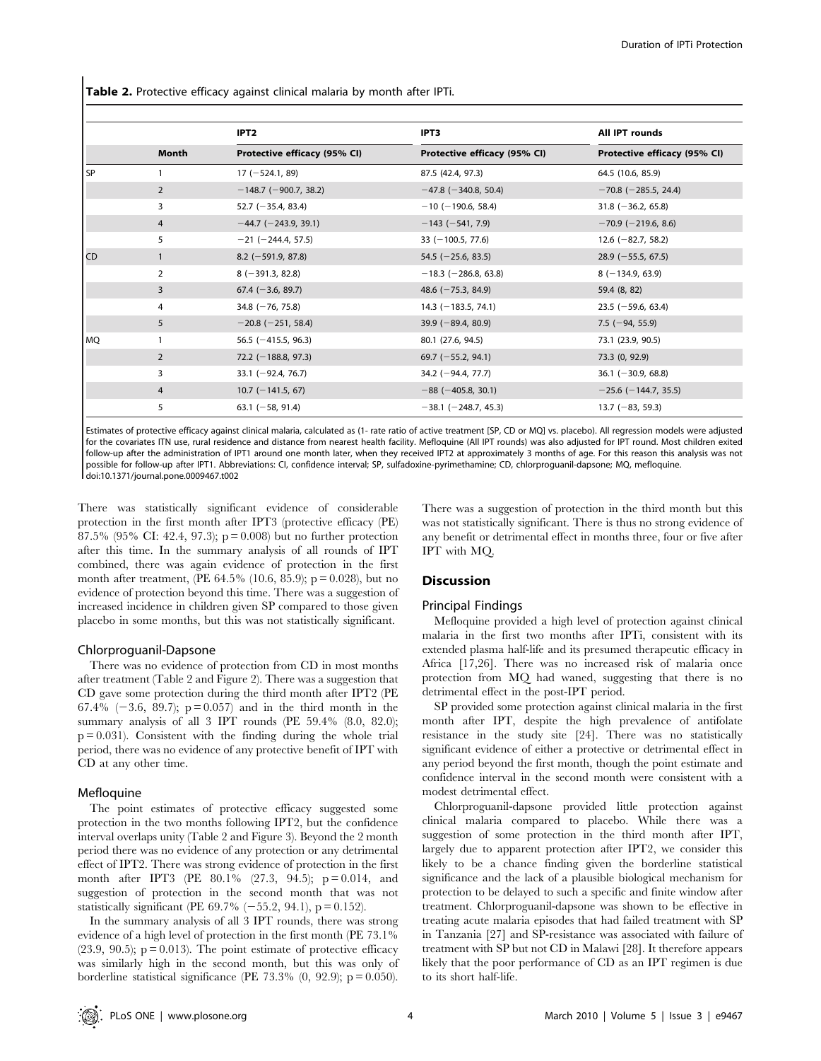**Table 2.** Protective efficacy against clinical malaria by month after IPTi.

| | | IPT2 | IPT3 | All IPT rounds |
|---|---|---|---|---|
| | Month | Protective efficacy (95% CI) | Protective efficacy (95% CI) | Protective efficacy (95% CI) |
| SP | 1 | 17 (−524.1, 89) | 87.5 (42.4, 97.3) | 64.5 (10.6, 85.9) |
| | 2 | −148.7 (−900.7, 38.2) | −47.8 (−340.8, 50.4) | −70.8 (−285.5, 24.4) |
| | 3 | 52.7 (−35.4, 83.4) | −10 (−190.6, 58.4) | 31.8 (−36.2, 65.8) |
| | 4 | −44.7 (−243.9, 39.1) | −143 (−541, 7.9) | −70.9 (−219.6, 8.6) |
| | 5 | −21 (−244.4, 57.5) | 33 (−100.5, 77.6) | 12.6 (−82.7, 58.2) |
| CD | 1 | 8.2 (−591.9, 87.8) | 54.5 (−25.6, 83.5) | 28.9 (−55.5, 67.5) |
| | 2 | 8 (−391.3, 82.8) | −18.3 (−286.8, 63.8) | 8 (−134.9, 63.9) |
| | 3 | 67.4 (−3.6, 89.7) | 48.6 (−75.3, 84.9) | 59.4 (8, 82) |
| | 4 | 34.8 (−76, 75.8) | 14.3 (−183.5, 74.1) | 23.5 (−59.6, 63.4) |
| | 5 | −20.8 (−251, 58.4) | 39.9 (−89.4, 80.9) | 7.5 (−94, 55.9) |
| MQ | 1 | 56.5 (−415.5, 96.3) | 80.1 (27.6, 94.5) | 73.1 (23.9, 90.5) |
| | 2 | 72.2 (−188.8, 97.3) | 69.7 (−55.2, 94.1) | 73.3 (0, 92.9) |
| | 3 | 33.1 (−92.4, 76.7) | 34.2 (−94.4, 77.7) | 36.1 (−30.9, 68.8) |
| | 4 | 10.7 (−141.5, 67) | −88 (−405.8, 30.1) | −25.6 (−144.7, 35.5) |
| | 5 | 63.1 (−58, 91.4) | −38.1 (−248.7, 45.3) | 13.7 (−83, 59.3) |

Estimates of protective efficacy against clinical malaria, calculated as (1- rate ratio of active treatment [SP, CD or MQ] vs. placebo). All regression models were adjusted for the covariates ITN use, rural residence and distance from nearest health facility. Mefloquine (All IPT rounds) was also adjusted for IPT round. Most children exited follow-up after the administration of IPT1 around one month later, when they received IPT2 at approximately 3 months of age. For this reason this analysis was not possible for follow-up after IPT1. Abbreviations: CI, confidence interval; SP, sulfadoxine-pyrimethamine; CD, chlorproguanil-dapsone; MQ, mefloquine.
doi:10.1371/journal.pone.0009467.t002

There was statistically significant evidence of considerable protection in the first month after IPT3 (protective efficacy (PE) 87.5% (95% CI: 42.4, 97.3); $p = 0.008$) but no further protection after this time. In the summary analysis of all rounds of IPT combined, there was again evidence of protection in the first month after treatment, (PE 64.5% (10.6, 85.9); $p = 0.028$), but no evidence of protection beyond this time. There was a suggestion of increased incidence in children given SP compared to those given placebo in some months, but this was not statistically significant.

### Chlorproguanil-Dapsone

There was no evidence of protection from CD in most months after treatment (Table 2 and Figure 2). There was a suggestion that CD gave some protection during the third month after IPT2 (PE 67.4% (−3.6, 89.7); $p = 0.057$) and in the third month in the summary analysis of all 3 IPT rounds (PE 59.4% (8.0, 82.0); $p = 0.031$). Consistent with the finding during the whole trial period, there was no evidence of any protective benefit of IPT with CD at any other time.

### Mefloquine

The point estimates of protective efficacy suggested some protection in the two months following IPT2, but the confidence interval overlaps unity (Table 2 and Figure 3). Beyond the 2 month period there was no evidence of any protection or any detrimental effect of IPT2. There was strong evidence of protection in the first month after IPT3 (PE 80.1% (27.3, 94.5); $p = 0.014$, and suggestion of protection in the second month that was not statistically significant (PE 69.7% (−55.2, 94.1), $p = 0.152$).

In the summary analysis of all 3 IPT rounds, there was strong evidence of a high level of protection in the first month (PE 73.1% (23.9, 90.5); $p = 0.013$). The point estimate of protective efficacy was similarly high in the second month, but this was only of borderline statistical significance (PE 73.3% (0, 92.9); $p = 0.050$). There was a suggestion of protection in the third month but this was not statistically significant. There is thus no strong evidence of any benefit or detrimental effect in months three, four or five after IPT with MQ.

## Discussion

### Principal Findings

Mefloquine provided a high level of protection against clinical malaria in the first two months after IPTi, consistent with its extended plasma half-life and its presumed therapeutic efficacy in Africa [17,26]. There was no increased risk of malaria once protection from MQ had waned, suggesting that there is no detrimental effect in the post-IPT period.

SP provided some protection against clinical malaria in the first month after IPT, despite the high prevalence of antifolate resistance in the study site [24]. There was no statistically significant evidence of either a protective or detrimental effect in any period beyond the first month, though the point estimate and confidence interval in the second month were consistent with a modest detrimental effect.

Chlorproguanil-dapsone provided little protection against clinical malaria compared to placebo. While there was a suggestion of some protection in the third month after IPT, largely due to apparent protection after IPT2, we consider this likely to be a chance finding given the borderline statistical significance and the lack of a plausible biological mechanism for protection to be delayed to such a specific and finite window after treatment. Chlorproguanil-dapsone was shown to be effective in treating acute malaria episodes that had failed treatment with SP in Tanzania [27] and SP-resistance was associated with failure of treatment with SP but not CD in Malawi [28]. It therefore appears likely that the poor performance of CD as an IPT regimen is due to its short half-life.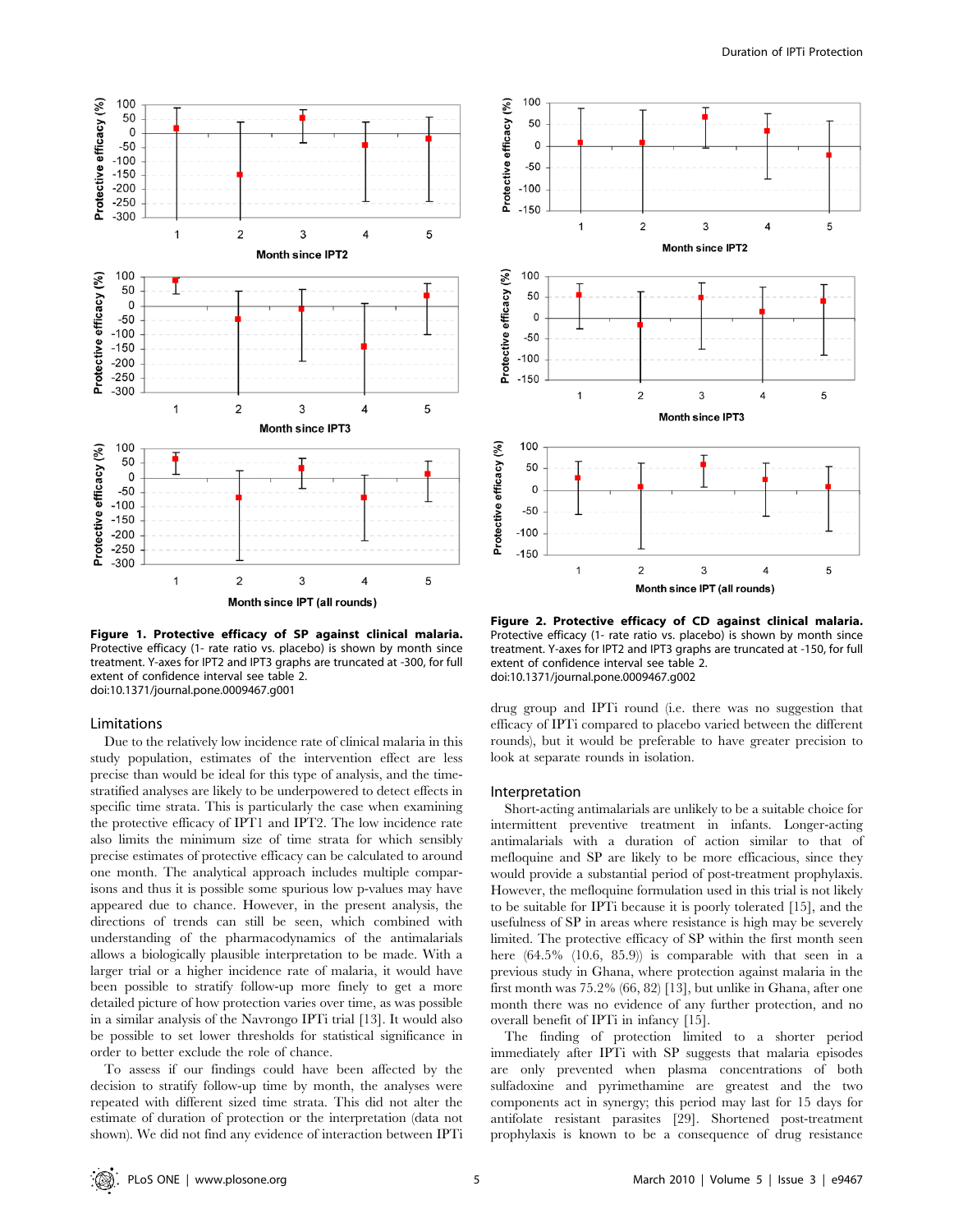**Figure 1. Protective efficacy of SP against clinical malaria.** Protective efficacy (1- rate ratio vs. placebo) is shown by month since treatment. Y-axes for IPT2 and IPT3 graphs are truncated at -300, for full extent of confidence interval see table 2.
doi:10.1371/journal.pone.0009467.g001

**Figure 2. Protective efficacy of CD against clinical malaria.** Protective efficacy (1- rate ratio vs. placebo) is shown by month since treatment. Y-axes for IPT2 and IPT3 graphs are truncated at -150, for full extent of confidence interval see table 2.
doi:10.1371/journal.pone.0009467.g002

## Limitations

Due to the relatively low incidence rate of clinical malaria in this study population, estimates of the intervention effect are less precise than would be ideal for this type of analysis, and the time-stratified analyses are likely to be underpowered to detect effects in specific time strata. This is particularly the case when examining the protective efficacy of IPT1 and IPT2. The low incidence rate also limits the minimum size of time strata for which sensibly precise estimates of protective efficacy can be calculated to around one month. The analytical approach includes multiple comparisons and thus it is possible some spurious low p-values may have appeared due to chance. However, in the present analysis, the directions of trends can still be seen, which combined with understanding of the pharmacodynamics of the antimalarials allows a biologically plausible interpretation to be made. With a larger trial or a higher incidence rate of malaria, it would have been possible to stratify follow-up more finely to get a more detailed picture of how protection varies over time, as was possible in a similar analysis of the Navrongo IPTi trial [13]. It would also be possible to set lower thresholds for statistical significance in order to better exclude the role of chance.

To assess if our findings could have been affected by the decision to stratify follow-up time by month, the analyses were repeated with different sized time strata. This did not alter the estimate of duration of protection or the interpretation (data not shown). We did not find any evidence of interaction between IPTi drug group and IPTi round (i.e. there was no suggestion that efficacy of IPTi compared to placebo varied between the different rounds), but it would be preferable to have greater precision to look at separate rounds in isolation.

## Interpretation

Short-acting antimalarials are unlikely to be a suitable choice for intermittent preventive treatment in infants. Longer-acting antimalarials with a duration of action similar to that of mefloquine and SP are likely to be more efficacious, since they would provide a substantial period of post-treatment prophylaxis. However, the mefloquine formulation used in this trial is not likely to be suitable for IPTi because it is poorly tolerated [15], and the usefulness of SP in areas where resistance is high may be severely limited. The protective efficacy of SP within the first month seen here (64.5% (10.6, 85.9)) is comparable with that seen in a previous study in Ghana, where protection against malaria in the first month was 75.2% (66, 82) [13], but unlike in Ghana, after one month there was no evidence of any further protection, and no overall benefit of IPTi in infancy [15].

The finding of protection limited to a shorter period immediately after IPTi with SP suggests that malaria episodes are only prevented when plasma concentrations of both sulfadoxine and pyrimethamine are greatest and the two components act in synergy; this period may last for 15 days for antifolate resistant parasites [29]. Shortened post-treatment prophylaxis is known to be a consequence of drug resistance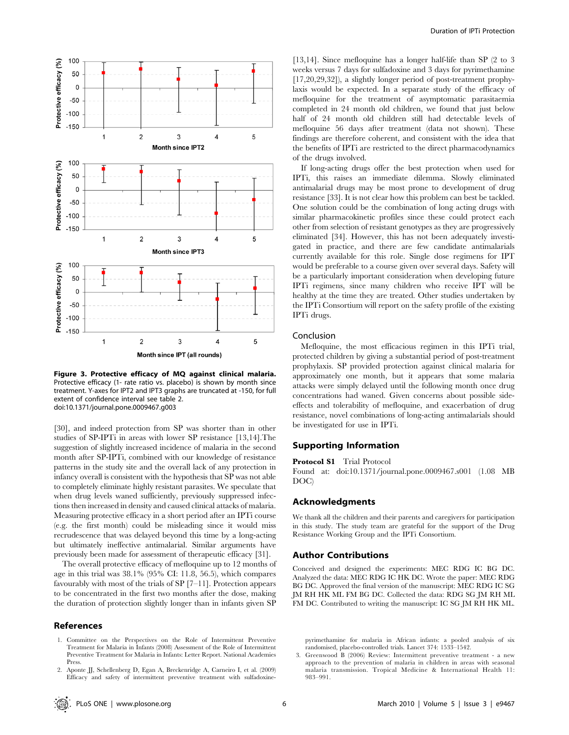**Figure 3. Protective efficacy of MQ against clinical malaria.** Protective efficacy (1- rate ratio vs. placebo) is shown by month since treatment. Y-axes for IPT2 and IPT3 graphs are truncated at -150, for full extent of confidence interval see table 2.
doi:10.1371/journal.pone.0009467.g003

[30], and indeed protection from SP was shorter than in other studies of SP-IPTi in areas with lower SP resistance [13,14].The suggestion of slightly increased incidence of malaria in the second month after SP-IPTi, combined with our knowledge of resistance patterns in the study site and the overall lack of any protection in infancy overall is consistent with the hypothesis that SP was not able to completely eliminate highly resistant parasites. We speculate that when drug levels waned sufficiently, previously suppressed infections then increased in density and caused clinical attacks of malaria. Measuring protective efficacy in a short period after an IPTi course (e.g. the first month) could be misleading since it would miss recrudescence that was delayed beyond this time by a long-acting but ultimately ineffective antimalarial. Similar arguments have previously been made for assessment of therapeutic efficacy [31].

The overall protective efficacy of mefloquine up to 12 months of age in this trial was 38.1% (95% CI: 11.8, 56.5), which compares favourably with most of the trials of SP [7–11]. Protection appears to be concentrated in the first two months after the dose, making the duration of protection slightly longer than in infants given SP [13,14]. Since mefloquine has a longer half-life than SP (2 to 3 weeks versus 7 days for sulfadoxine and 3 days for pyrimethamine [17,20,29,32]), a slightly longer period of post-treatment prophylaxis would be expected. In a separate study of the efficacy of mefloquine for the treatment of asymptomatic parasitaemia completed in 24 month old children, we found that just below half of 24 month old children still had detectable levels of mefloquine 56 days after treatment (data not shown). These findings are therefore coherent, and consistent with the idea that the benefits of IPTi are restricted to the direct pharmacodynamics of the drugs involved.

If long-acting drugs offer the best protection when used for IPTi, this raises an immediate dilemma. Slowly eliminated antimalarial drugs may be most prone to development of drug resistance [33]. It is not clear how this problem can best be tackled. One solution could be the combination of long acting drugs with similar pharmacokinetic profiles since these could protect each other from selection of resistant genotypes as they are progressively eliminated [34]. However, this has not been adequately investigated in practice, and there are few candidate antimalarials currently available for this role. Single dose regimens for IPT would be preferable to a course given over several days. Safety will be a particularly important consideration when developing future IPTi regimens, since many children who receive IPT will be healthy at the time they are treated. Other studies undertaken by the IPTi Consortium will report on the safety profile of the existing IPTi drugs.

## Conclusion

Mefloquine, the most efficacious regimen in this IPTi trial, protected children by giving a substantial period of post-treatment prophylaxis. SP provided protection against clinical malaria for approximately one month, but it appears that some malaria attacks were simply delayed until the following month once drug concentrations had waned. Given concerns about possible side-effects and tolerability of mefloquine, and exacerbation of drug resistance, novel combinations of long-acting antimalarials should be investigated for use in IPTi.

## Supporting Information

**Protocol S1** Trial Protocol
Found at: doi:10.1371/journal.pone.0009467.s001 (1.08 MB DOC)

## Acknowledgments

We thank all the children and their parents and caregivers for participation in this study. The study team are grateful for the support of the Drug Resistance Working Group and the IPTi Consortium.

## Author Contributions

Conceived and designed the experiments: MEC RDG IC BG DC. Analyzed the data: MEC RDG IC HK DC. Wrote the paper: MEC RDG BG DC. Approved the final version of the manuscript: MEC RDG IC SG JM RH HK ML FM BG DC. Collected the data: RDG SG JM RH ML FM DC. Contributed to writing the manuscript: IC SG JM RH HK ML.

## References

1. Committee on the Perspectives on the Role of Intermittent Preventive Treatment for Malaria in Infants (2008) Assessment of the Role of Intermittent Preventive Treatment for Malaria in Infants: Letter Report. National Academies Press.
2. Aponte JJ, Schellenberg D, Egan A, Breckenridge A, Carneiro I, et al. (2009) Efficacy and safety of intermittent preventive treatment with sulfadoxine-pyrimethamine for malaria in African infants: a pooled analysis of six randomised, placebo-controlled trials. Lancet 374: 1533–1542.
3. Greenwood B (2006) Review: Intermittent preventive treatment - a new approach to the prevention of malaria in children in areas with seasonal malaria transmission. Tropical Medicine & International Health 11: 983–991.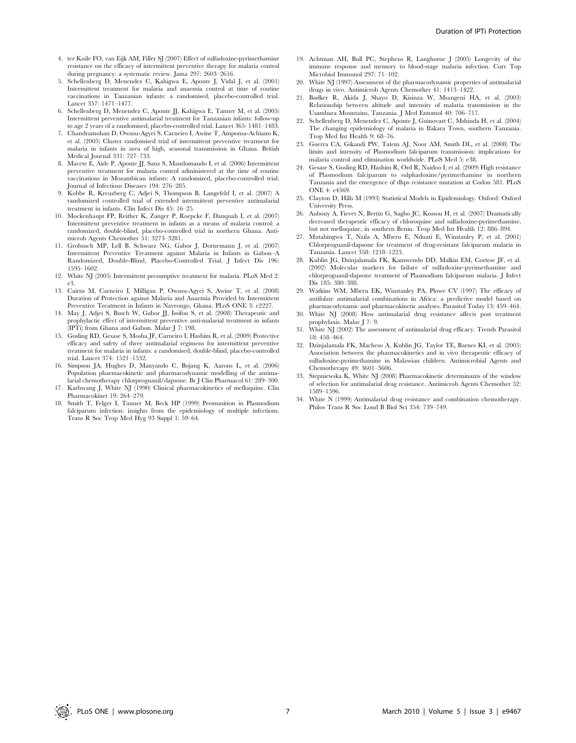4. ter Kuile FO, van Eijk AM, Filler SJ (2007) Effect of sulfadoxine-pyrimethamine resistance on the efficacy of intermittent preventive therapy for malaria control during pregnancy: a systematic review. Jama 297: 2603–2616.
5. Schellenberg D, Menendez C, Kahigwa E, Aponte J, Vidal J, et al. (2001) Intermittent treatment for malaria and anaemia control at time of routine vaccinations in Tanzanian infants: a randomised, placebo-controlled trial. Lancet 357: 1471–1477.
6. Schellenberg D, Menendez C, Aponte JJ, Kahigwa E, Tanner M, et al. (2005) Intermittent preventive antimalarial treatment for Tanzanian infants: follow-up to age 2 years of a randomised, placebo-controlled trial. Lancet 365: 1481–1483.
7. Chandramohan D, Owusu-Agyei S, Carneiro I, Awine T, Amponsa-Achiano K, et al. (2005) Cluster randomised trial of intermittent preventive treatment for malaria in infants in area of high, seasonal transmission in Ghana. British Medical Journal 331: 727–733.
8. Macete E, Aide P, Aponte JJ, Sanz S, Mandomando I, et al. (2006) Intermittent preventive treatment for malaria control administered at the time of routine vaccinations in Mozambican infants: A randomized, placebo-controlled trial. Journal of Infectious Diseases 194: 276–285.
9. Kobbe R, Kreuzberg C, Adjei S, Thompson B, Langefeld I, et al. (2007) A randomized controlled trial of extended intermittent preventive antimalarial treatment in infants. Clin Infect Dis 45: 16–25.
10. Mockenhaupt FP, Reither K, Zanger P, Roepcke F, Danquah I, et al. (2007) Intermittent preventive treatment in infants as a means of malaria control: a randomized, double-blind, placebo-controlled trial in northern Ghana. Antimicrob Agents Chemother 51: 3273–3281.
11. Grobusch MP, Lell B, Schwarz NG, Gabor J, Dornemann J, et al. (2007) Intermittent Preventive Treatment against Malaria in Infants in Gabon–A Randomized, Double-Blind, Placebo-Controlled Trial. J Infect Dis 196: 1595–1602.
12. White NJ (2005) Intermittent presumptive treatment for malaria. PLoS Med 2: e3.
13. Cairns M, Carneiro I, Milligan P, Owusu-Agyei S, Awine T, et al. (2008) Duration of Protection against Malaria and Anaemia Provided by Intermittent Preventive Treatment in Infants in Navrongo, Ghana. PLoS ONE 3: e2227.
14. May J, Adjei S, Busch W, Gabor JJ, Issifou S, et al. (2008) Therapeutic and prophylactic effect of intermittent preventive anti-malarial treatment in infants (IPTi) from Ghana and Gabon. Malar J 7: 198.
15. Gosling RD, Gesase S, Mosha JF, Carneiro I, Hashim R, et al. (2009) Protective efficacy and safety of three antimalarial regimens for intermittent preventive treatment for malaria in infants: a randomised, double-blind, placebo-controlled trial. Lancet 374: 1521–1532.
16. Simpson JA, Hughes D, Manyando C, Bojang K, Aarons L, et al. (2006) Population pharmacokinetic and pharmacodynamic modelling of the antimalarial chemotherapy chlorproguanil/dapsone. Br J Clin Pharmacol 61: 289–300.
17. Karbwang J, White NJ (1990) Clinical pharmacokinetics of mefloquine. Clin Pharmacokinet 19: 264–279.
18. Smith T, Felger I, Tanner M, Beck HP (1999) Premunition in Plasmodium falciparum infection: insights from the epidemiology of multiple infections. Trans R Soc Trop Med Hyg 93 Suppl 1: 59–64.
19. Achtman AH, Bull PC, Stephens R, Langhorne J (2005) Longevity of the immune response and memory to blood-stage malaria infection. Curr Top Microbiol Immunol 297: 71–102.
20. White NJ (1997) Assessment of the pharmacodynamic properties of antimalarial drugs in vivo. Antimicrob Agents Chemother 41: 1413–1422.
21. Bødker R, Akida J, Shayo D, Kisinza W, Msangeni HA, et al. (2003) Relationship between altitude and intensity of malaria transmission in the Usambara Mountains, Tanzania. J Med Entomol 40: 706–717.
22. Schellenberg D, Menendez C, Aponte J, Guinovart C, Mshinda H, et al. (2004) The changing epidemiology of malaria in Ifakara Town, southern Tanzania. Trop Med Int Health 9: 68–76.
23. Guerra CA, Gikandi PW, Tatem AJ, Noor AM, Smith DL, et al. (2008) The limits and intensity of Plasmodium falciparum transmission: implications for malaria control and elimination worldwide. PLoS Med 5: e38.
24. Gesase S, Gosling RD, Hashim R, Ord R, Naidoo I, et al. (2009) High resistance of Plasmodium falciparum to sulphadoxine/pyrimethamine in northern Tanzania and the emergence of dhps resistance mutation at Codon 581. PLoS ONE 4: e4569.
25. Clayton D, Hills M (1993) Statistical Models in Epidemiology. Oxford: Oxford University Press.
26. Aubouy A, Fievet N, Bertin G, Sagbo JC, Kossou H, et al. (2007) Dramatically decreased therapeutic efficacy of chloroquine and sulfadoxine-pyrimethamine, but not mefloquine, in southern Benin. Trop Med Int Health 12: 886–894.
27. Mutabingwa T, Nzila A, Mberu E, Nduati E, Winstanley P, et al. (2001) Chlorproguanil-dapsone for treatment of drug-resistant falciparum malaria in Tanzania. Lancet 358: 1218–1223.
28. Kublin JG, Dzinjalamala FK, Kamwendo DD, Malkin EM, Cortese JF, et al. (2002) Molecular markers for failure of sulfadoxine-pyrimethamine and chlorproguanil-dapsone treatment of Plasmodium falciparum malaria. J Infect Dis 185: 380–388.
29. Watkins WM, Mberu EK, Winstanley PA, Plowe CV (1997) The efficacy of antifolate antimalarial combinations in Africa: a predictive model based on pharmacodynamic and pharmacokinetic analyses. Parasitol Today 13: 459–464.
30. White NJ (2008) How antimalarial drug resistance affects post treatment prophylaxis. Malar J 7: 9.
31. White NJ (2002) The assessment of antimalarial drug efficacy. Trends Parasitol 18: 458–464.
32. Dzinjalamala FK, Macheso A, Kublin JG, Taylor TE, Barnes KI, et al. (2005) Association between the pharmacokinetics and in vivo therapeutic efficacy of sulfadoxine-pyrimethamine in Malawian children. Antimicrobial Agents and Chemotherapy 49: 3601–3606.
33. Stepniewska K, White NJ (2008) Pharmacokinetic determinants of the window of selection for antimalarial drug resistance. Antimicrob Agents Chemother 52: 1589–1596.
34. White N (1999) Antimalarial drug resistance and combination chemotherapy. Philos Trans R Soc Lond B Biol Sci 354: 739–749.